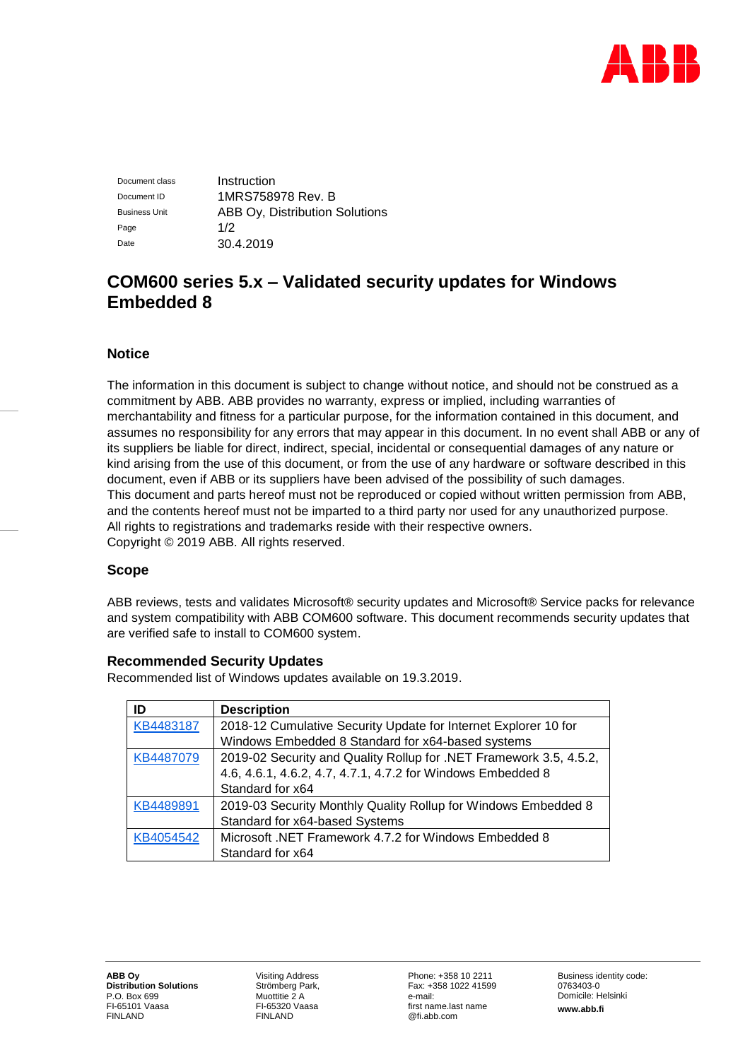| | |
|---|---|
| Document class | Instruction |
| Document ID | 1MRS758978 Rev. B |
| Business Unit | ABB Oy, Distribution Solutions |
| Page | 1/2 |
| Date | 30.4.2019 |

# COM600 series 5.x – Validated security updates for Windows Embedded 8

## Notice

The information in this document is subject to change without notice, and should not be construed as a commitment by ABB. ABB provides no warranty, express or implied, including warranties of merchantability and fitness for a particular purpose, for the information contained in this document, and assumes no responsibility for any errors that may appear in this document. In no event shall ABB or any of its suppliers be liable for direct, indirect, special, incidental or consequential damages of any nature or kind arising from the use of this document, or from the use of any hardware or software described in this document, even if ABB or its suppliers have been advised of the possibility of such damages.
This document and parts hereof must not be reproduced or copied without written permission from ABB, and the contents hereof must not be imparted to a third party nor used for any unauthorized purpose.
All rights to registrations and trademarks reside with their respective owners.
Copyright © 2019 ABB. All rights reserved.

## Scope

ABB reviews, tests and validates Microsoft® security updates and Microsoft® Service packs for relevance and system compatibility with ABB COM600 software. This document recommends security updates that are verified safe to install to COM600 system.

### Recommended Security Updates

Recommended list of Windows updates available on 19.3.2019.

| ID | Description |
|---|---|
| KB4483187 | 2018-12 Cumulative Security Update for Internet Explorer 10 for Windows Embedded 8 Standard for x64-based systems |
| KB4487079 | 2019-02 Security and Quality Rollup for .NET Framework 3.5, 4.5.2, 4.6, 4.6.1, 4.6.2, 4.7, 4.7.1, 4.7.2 for Windows Embedded 8 Standard for x64 |
| KB4489891 | 2019-03 Security Monthly Quality Rollup for Windows Embedded 8 Standard for x64-based Systems |
| KB4054542 | Microsoft .NET Framework 4.7.2 for Windows Embedded 8 Standard for x64 |

**ABB Oy**
**Distribution Solutions**
P.O. Box 699
FI-65101 Vaasa
FINLAND

Visiting Address
Strömberg Park,
Muottitie 2 A
FI-65320 Vaasa
FINLAND

Phone: +358 10 2211
Fax: +358 1022 41599
e-mail:
first name.last name
@fi.abb.com

Business identity code:
0763403-0
Domicile: Helsinki
**www.abb.fi**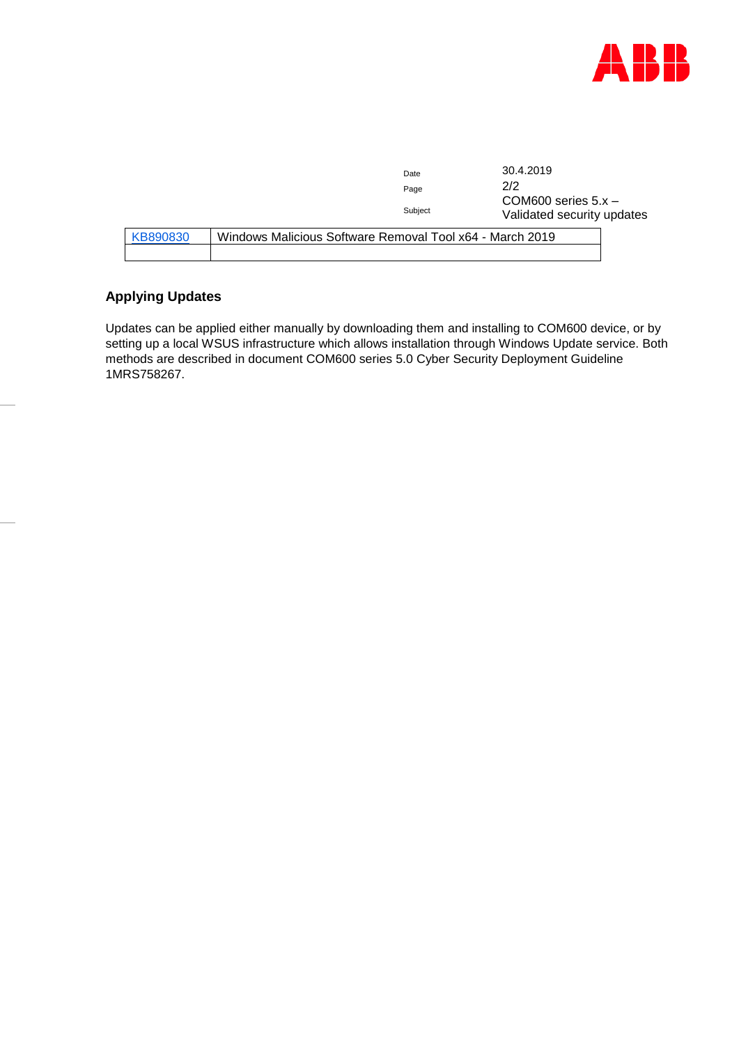| | |
|---|---|
| KB890830 | Windows Malicious Software Removal Tool x64 - March 2019 |
| | |

## Applying Updates

Updates can be applied either manually by downloading them and installing to COM600 device, or by setting up a local WSUS infrastructure which allows installation through Windows Update service. Both methods are described in document COM600 series 5.0 Cyber Security Deployment Guideline 1MRS758267.